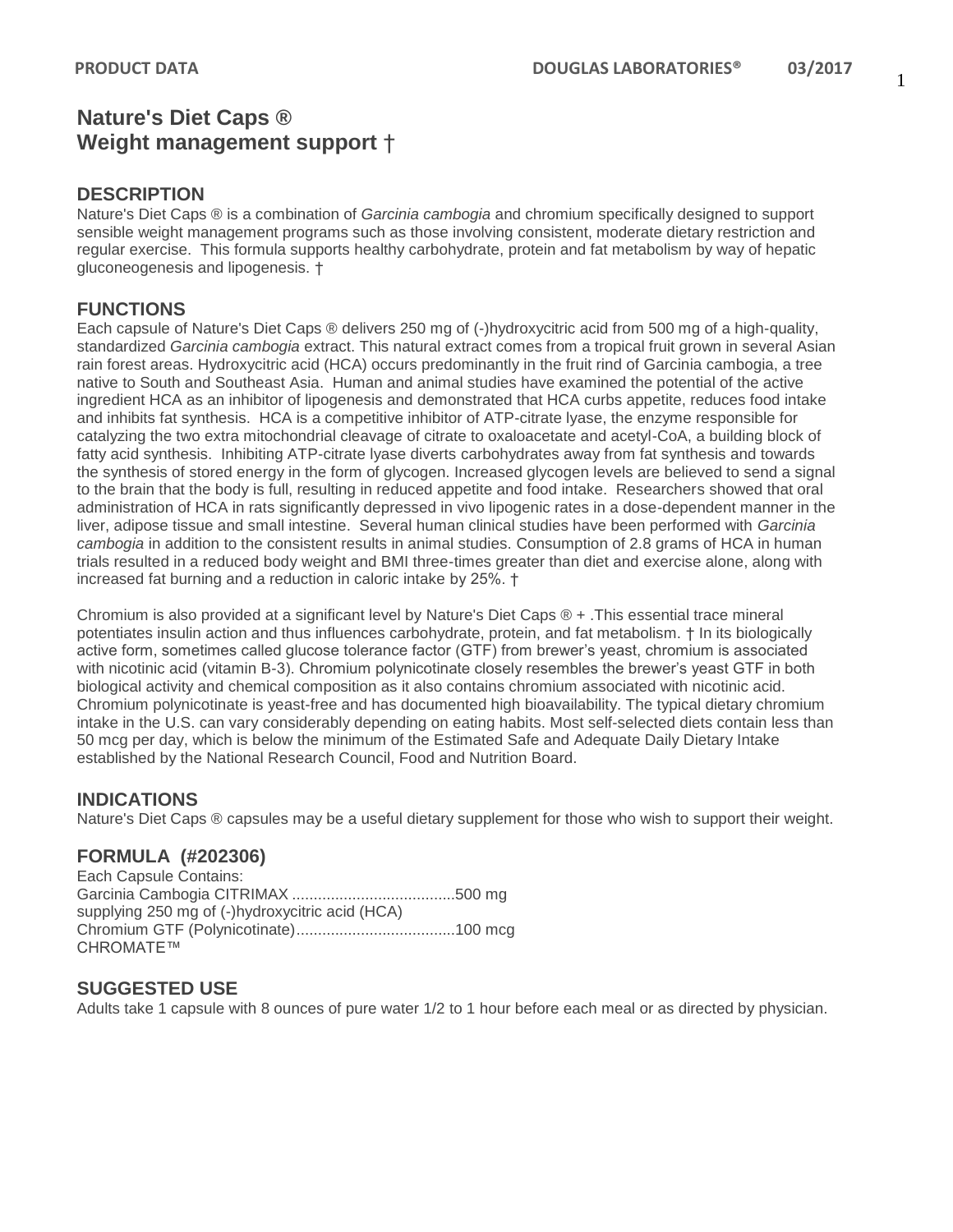# Nature's Diet Caps ®
# Weight management support †

## DESCRIPTION

Nature's Diet Caps ® is a combination of *Garcinia cambogia* and chromium specifically designed to support sensible weight management programs such as those involving consistent, moderate dietary restriction and regular exercise. This formula supports healthy carbohydrate, protein and fat metabolism by way of hepatic gluconeogenesis and lipogenesis. †

## FUNCTIONS

Each capsule of Nature's Diet Caps ® delivers 250 mg of (-)hydroxycitric acid from 500 mg of a high-quality, standardized *Garcinia cambogia* extract. This natural extract comes from a tropical fruit grown in several Asian rain forest areas. Hydroxycitric acid (HCA) occurs predominantly in the fruit rind of Garcinia cambogia, a tree native to South and Southeast Asia. Human and animal studies have examined the potential of the active ingredient HCA as an inhibitor of lipogenesis and demonstrated that HCA curbs appetite, reduces food intake and inhibits fat synthesis. HCA is a competitive inhibitor of ATP-citrate lyase, the enzyme responsible for catalyzing the two extra mitochondrial cleavage of citrate to oxaloacetate and acetyl-CoA, a building block of fatty acid synthesis. Inhibiting ATP-citrate lyase diverts carbohydrates away from fat synthesis and towards the synthesis of stored energy in the form of glycogen. Increased glycogen levels are believed to send a signal to the brain that the body is full, resulting in reduced appetite and food intake. Researchers showed that oral administration of HCA in rats significantly depressed in vivo lipogenic rates in a dose-dependent manner in the liver, adipose tissue and small intestine. Several human clinical studies have been performed with *Garcinia cambogia* in addition to the consistent results in animal studies. Consumption of 2.8 grams of HCA in human trials resulted in a reduced body weight and BMI three-times greater than diet and exercise alone, along with increased fat burning and a reduction in caloric intake by 25%. †

Chromium is also provided at a significant level by Nature's Diet Caps ® + .This essential trace mineral potentiates insulin action and thus influences carbohydrate, protein, and fat metabolism. † In its biologically active form, sometimes called glucose tolerance factor (GTF) from brewer's yeast, chromium is associated with nicotinic acid (vitamin B-3). Chromium polynicotinate closely resembles the brewer's yeast GTF in both biological activity and chemical composition as it also contains chromium associated with nicotinic acid. Chromium polynicotinate is yeast-free and has documented high bioavailability. The typical dietary chromium intake in the U.S. can vary considerably depending on eating habits. Most self-selected diets contain less than 50 mcg per day, which is below the minimum of the Estimated Safe and Adequate Daily Dietary Intake established by the National Research Council, Food and Nutrition Board.

## INDICATIONS

Nature's Diet Caps ® capsules may be a useful dietary supplement for those who wish to support their weight.

## FORMULA (#202306)

Each Capsule Contains:
Garcinia Cambogia CITRIMAX ......................................500 mg
supplying 250 mg of (-)hydroxycitric acid (HCA)
Chromium GTF (Polynicotinate).....................................100 mcg
CHROMATE™

## SUGGESTED USE

Adults take 1 capsule with 8 ounces of pure water 1/2 to 1 hour before each meal or as directed by physician.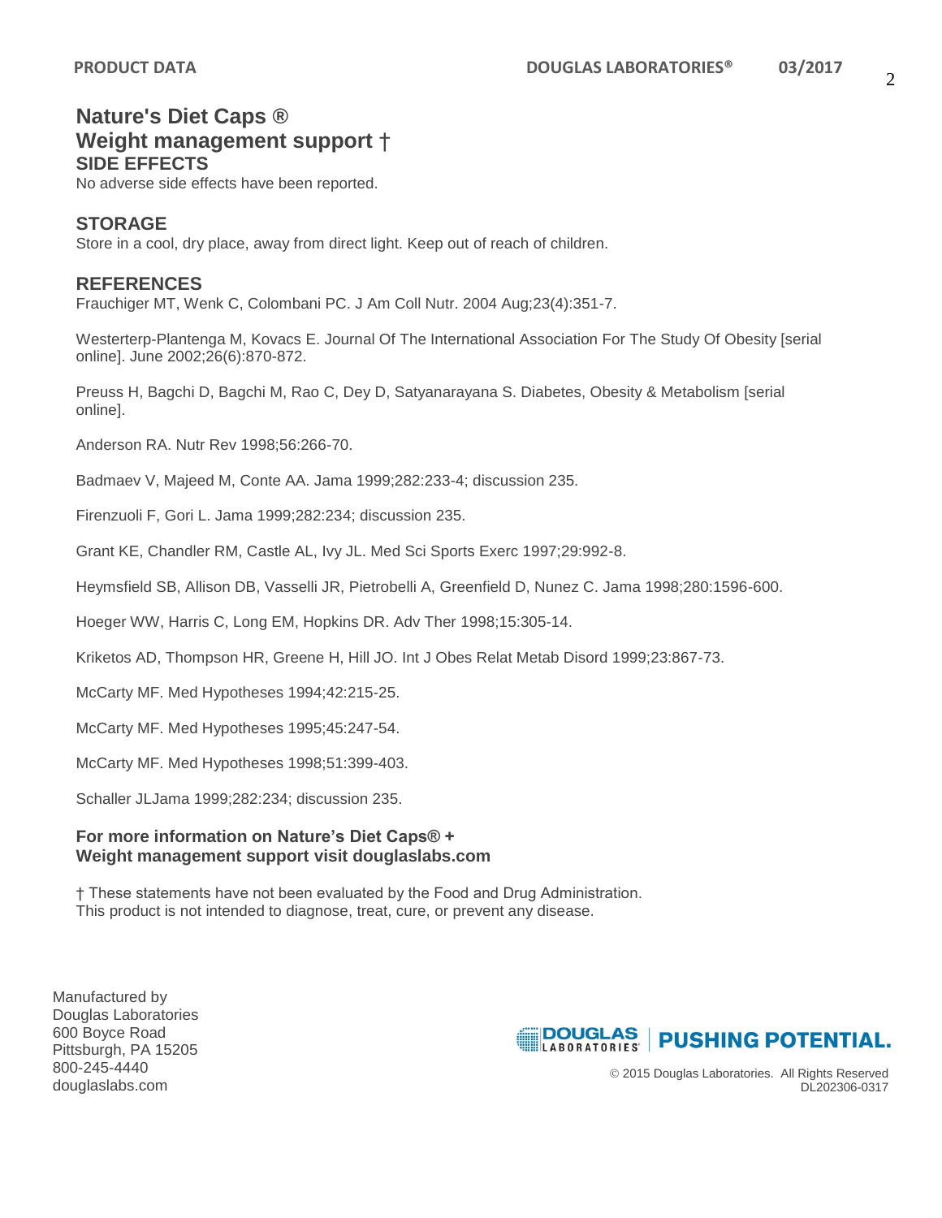# Nature's Diet Caps ®
## Weight management support †

### SIDE EFFECTS

No adverse side effects have been reported.

### STORAGE

Store in a cool, dry place, away from direct light. Keep out of reach of children.

### REFERENCES

Frauchiger MT, Wenk C, Colombani PC. J Am Coll Nutr. 2004 Aug;23(4):351-7.

Westerterp-Plantenga M, Kovacs E. Journal Of The International Association For The Study Of Obesity [serial online]. June 2002;26(6):870-872.

Preuss H, Bagchi D, Bagchi M, Rao C, Dey D, Satyanarayana S. Diabetes, Obesity & Metabolism [serial online].

Anderson RA. Nutr Rev 1998;56:266-70.

Badmaev V, Majeed M, Conte AA. Jama 1999;282:233-4; discussion 235.

Firenzuoli F, Gori L. Jama 1999;282:234; discussion 235.

Grant KE, Chandler RM, Castle AL, Ivy JL. Med Sci Sports Exerc 1997;29:992-8.

Heymsfield SB, Allison DB, Vasselli JR, Pietrobelli A, Greenfield D, Nunez C. Jama 1998;280:1596-600.

Hoeger WW, Harris C, Long EM, Hopkins DR. Adv Ther 1998;15:305-14.

Kriketos AD, Thompson HR, Greene H, Hill JO. Int J Obes Relat Metab Disord 1999;23:867-73.

McCarty MF. Med Hypotheses 1994;42:215-25.

McCarty MF. Med Hypotheses 1995;45:247-54.

McCarty MF. Med Hypotheses 1998;51:399-403.

Schaller JLJama 1999;282:234; discussion 235.

**For more information on Nature's Diet Caps® + Weight management support visit douglaslabs.com**

† These statements have not been evaluated by the Food and Drug Administration.
This product is not intended to diagnose, treat, cure, or prevent any disease.

Manufactured by
Douglas Laboratories
600 Boyce Road
Pittsburgh, PA 15205
800-245-4440
douglaslabs.com

DOUGLAS LABORATORIES | PUSHING POTENTIAL.

© 2015 Douglas Laboratories. All Rights Reserved
DL202306-0317